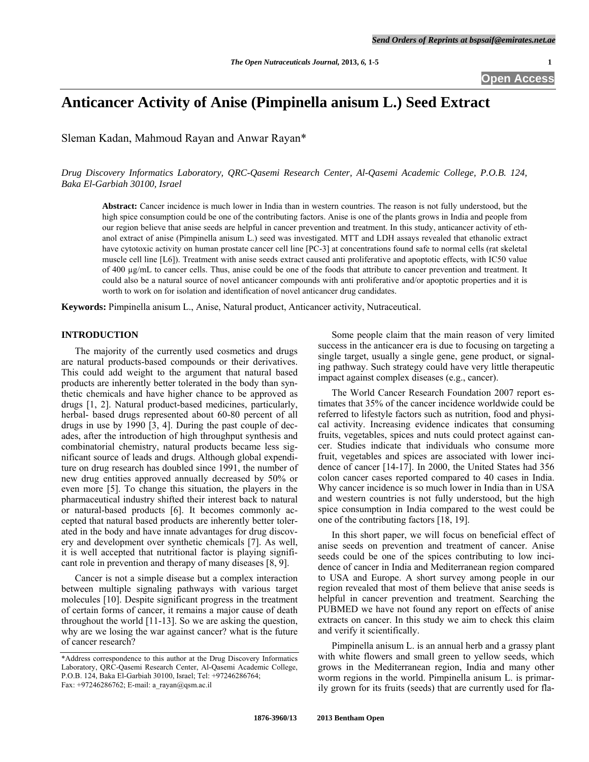# Anticancer Activity of Anise (Pimpinella anisum L.) Seed Extract

Sleman Kadan, Mahmoud Rayan and Anwar Rayan*

*Drug Discovery Informatics Laboratory, QRC-Qasemi Research Center, Al-Qasemi Academic College, P.O.B. 124, Baka El-Garbiah 30100, Israel*

**Abstract:** Cancer incidence is much lower in India than in western countries. The reason is not fully understood, but the high spice consumption could be one of the contributing factors. Anise is one of the plants grows in India and people from our region believe that anise seeds are helpful in cancer prevention and treatment. In this study, anticancer activity of ethanol extract of anise (Pimpinella anisum L.) seed was investigated. MTT and LDH assays revealed that ethanolic extract have cytotoxic activity on human prostate cancer cell line [PC-3] at concentrations found safe to normal cells (rat skeletal muscle cell line [L6]). Treatment with anise seeds extract caused anti proliferative and apoptotic effects, with IC50 value of 400 µg/mL to cancer cells. Thus, anise could be one of the foods that attribute to cancer prevention and treatment. It could also be a natural source of novel anticancer compounds with anti proliferative and/or apoptotic properties and it is worth to work on for isolation and identification of novel anticancer drug candidates.

**Keywords:** Pimpinella anisum L., Anise, Natural product, Anticancer activity, Nutraceutical.

## INTRODUCTION

The majority of the currently used cosmetics and drugs are natural products-based compounds or their derivatives. This could add weight to the argument that natural based products are inherently better tolerated in the body than synthetic chemicals and have higher chance to be approved as drugs [1, 2]. Natural product-based medicines, particularly, herbal- based drugs represented about 60-80 percent of all drugs in use by 1990 [3, 4]. During the past couple of decades, after the introduction of high throughput synthesis and combinatorial chemistry, natural products became less significant source of leads and drugs. Although global expenditure on drug research has doubled since 1991, the number of new drug entities approved annually decreased by 50% or even more [5]. To change this situation, the players in the pharmaceutical industry shifted their interest back to natural or natural-based products [6]. It becomes commonly accepted that natural based products are inherently better tolerated in the body and have innate advantages for drug discovery and development over synthetic chemicals [7]. As well, it is well accepted that nutritional factor is playing significant role in prevention and therapy of many diseases [8, 9].

Cancer is not a simple disease but a complex interaction between multiple signaling pathways with various target molecules [10]. Despite significant progress in the treatment of certain forms of cancer, it remains a major cause of death throughout the world [11-13]. So we are asking the question, why are we losing the war against cancer? what is the future of cancer research?

Some people claim that the main reason of very limited success in the anticancer era is due to focusing on targeting a single target, usually a single gene, gene product, or signaling pathway. Such strategy could have very little therapeutic impact against complex diseases (e.g., cancer).

The World Cancer Research Foundation 2007 report estimates that 35% of the cancer incidence worldwide could be referred to lifestyle factors such as nutrition, food and physical activity. Increasing evidence indicates that consuming fruits, vegetables, spices and nuts could protect against cancer. Studies indicate that individuals who consume more fruit, vegetables and spices are associated with lower incidence of cancer [14-17]. In 2000, the United States had 356 colon cancer cases reported compared to 40 cases in India. Why cancer incidence is so much lower in India than in USA and western countries is not fully understood, but the high spice consumption in India compared to the west could be one of the contributing factors [18, 19].

In this short paper, we will focus on beneficial effect of anise seeds on prevention and treatment of cancer. Anise seeds could be one of the spices contributing to low incidence of cancer in India and Mediterranean region compared to USA and Europe. A short survey among people in our region revealed that most of them believe that anise seeds is helpful in cancer prevention and treatment. Searching the PUBMED we have not found any report on effects of anise extracts on cancer. In this study we aim to check this claim and verify it scientifically.

Pimpinella anisum L. is an annual herb and a grassy plant with white flowers and small green to yellow seeds, which grows in the Mediterranean region, India and many other worm regions in the world. Pimpinella anisum L. is primarily grown for its fruits (seeds) that are currently used for fla-

*Address correspondence to this author at the Drug Discovery Informatics Laboratory, QRC-Qasemi Research Center, Al-Qasemi Academic College, P.O.B. 124, Baka El-Garbiah 30100, Israel; Tel: +97246286764; Fax: +97246286762; E-mail: a_rayan@qsm.ac.il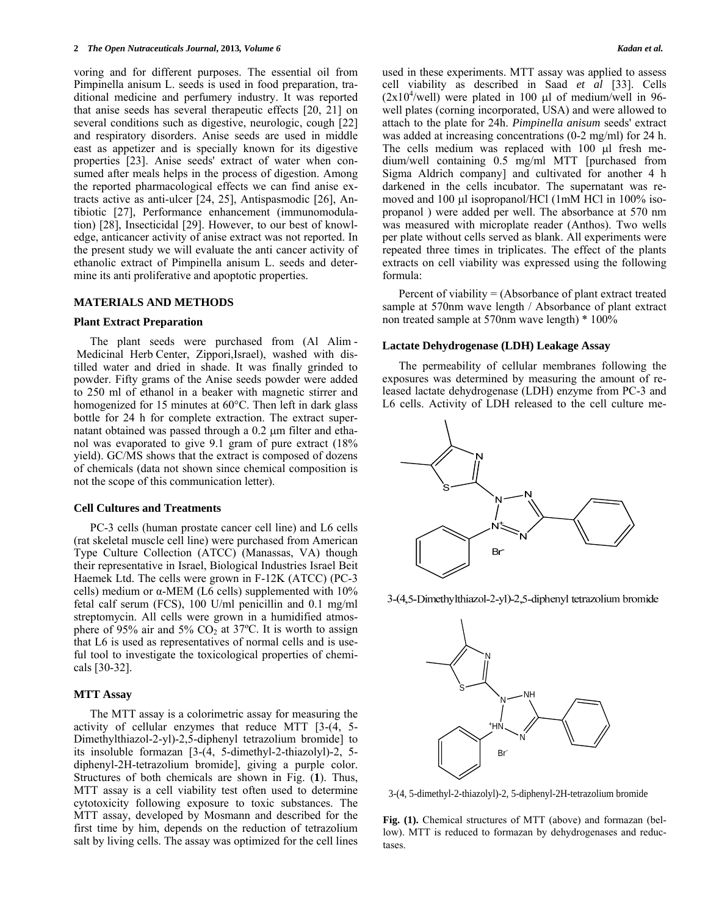voring and for different purposes. The essential oil from Pimpinella anisum L. seeds is used in food preparation, traditional medicine and perfumery industry. It was reported that anise seeds has several therapeutic effects [20, 21] on several conditions such as digestive, neurologic, cough [22] and respiratory disorders. Anise seeds are used in middle east as appetizer and is specially known for its digestive properties [23]. Anise seeds' extract of water when consumed after meals helps in the process of digestion. Among the reported pharmacological effects we can find anise extracts active as anti-ulcer [24, 25], Antispasmodic [26], Antibiotic [27], Performance enhancement (immunomodulation) [28], Insecticidal [29]. However, to our best of knowledge, anticancer activity of anise extract was not reported. In the present study we will evaluate the anti cancer activity of ethanolic extract of Pimpinella anisum L. seeds and determine its anti proliferative and apoptotic properties.

## MATERIALS AND METHODS

### Plant Extract Preparation

The plant seeds were purchased from (Al Alim - Medicinal Herb Center, Zippori,Israel), washed with distilled water and dried in shade. It was finally grinded to powder. Fifty grams of the Anise seeds powder were added to 250 ml of ethanol in a beaker with magnetic stirrer and homogenized for 15 minutes at 60°C. Then left in dark glass bottle for 24 h for complete extraction. The extract supernatant obtained was passed through a 0.2 μm filter and ethanol was evaporated to give 9.1 gram of pure extract (18% yield). GC/MS shows that the extract is composed of dozens of chemicals (data not shown since chemical composition is not the scope of this communication letter).

### Cell Cultures and Treatments

PC-3 cells (human prostate cancer cell line) and L6 cells (rat skeletal muscle cell line) were purchased from American Type Culture Collection (ATCC) (Manassas, VA) though their representative in Israel, Biological Industries Israel Beit Haemek Ltd. The cells were grown in F-12K (ATCC) (PC-3 cells) medium or α-MEM (L6 cells) supplemented with 10% fetal calf serum (FCS), 100 U/ml penicillin and 0.1 mg/ml streptomycin. All cells were grown in a humidified atmosphere of 95% air and 5% $CO_2$ at 37ºC. It is worth to assign that L6 is used as representatives of normal cells and is useful tool to investigate the toxicological properties of chemicals [30-32].

### MTT Assay

The MTT assay is a colorimetric assay for measuring the activity of cellular enzymes that reduce MTT [3-(4, 5-Dimethylthiazol-2-yl)-2,5-diphenyl tetrazolium bromide] to its insoluble formazan [3-(4, 5-dimethyl-2-thiazolyl)-2, 5-diphenyl-2H-tetrazolium bromide], giving a purple color. Structures of both chemicals are shown in Fig. (**1**). Thus, MTT assay is a cell viability test often used to determine cytotoxicity following exposure to toxic substances. The MTT assay, developed by Mosmann and described for the first time by him, depends on the reduction of tetrazolium salt by living cells. The assay was optimized for the cell lines used in these experiments. MTT assay was applied to assess cell viability as described in Saad *et al* [33]. Cells ($2x10^4$/well) were plated in 100 μl of medium/well in 96-well plates (corning incorporated, USA) and were allowed to attach to the plate for 24h. *Pimpinella anisum* seeds' extract was added at increasing concentrations (0-2 mg/ml) for 24 h. The cells medium was replaced with 100 μl fresh medium/well containing 0.5 mg/ml MTT [purchased from Sigma Aldrich company] and cultivated for another 4 h darkened in the cells incubator. The supernatant was removed and 100 μl isopropanol/HCl (1mM HCl in 100% isopropanol ) were added per well. The absorbance at 570 nm was measured with microplate reader (Anthos). Two wells per plate without cells served as blank. All experiments were repeated three times in triplicates. The effect of the plants extracts on cell viability was expressed using the following formula:

Percent of viability = (Absorbance of plant extract treated sample at 570nm wave length / Absorbance of plant extract non treated sample at 570nm wave length) * 100%

### Lactate Dehydrogenase (LDH) Leakage Assay

The permeability of cellular membranes following the exposures was determined by measuring the amount of released lactate dehydrogenase (LDH) enzyme from PC-3 and L6 cells. Activity of LDH released to the cell culture me-

3-(4,5-Dimethylthiazol-2-yl)-2,5-diphenyl tetrazolium bromide

3-(4, 5-dimethyl-2-thiazolyl)-2, 5-diphenyl-2H-tetrazolium bromide

**Fig. (1).** Chemical structures of MTT (above) and formazan (bellow). MTT is reduced to formazan by dehydrogenases and reductases.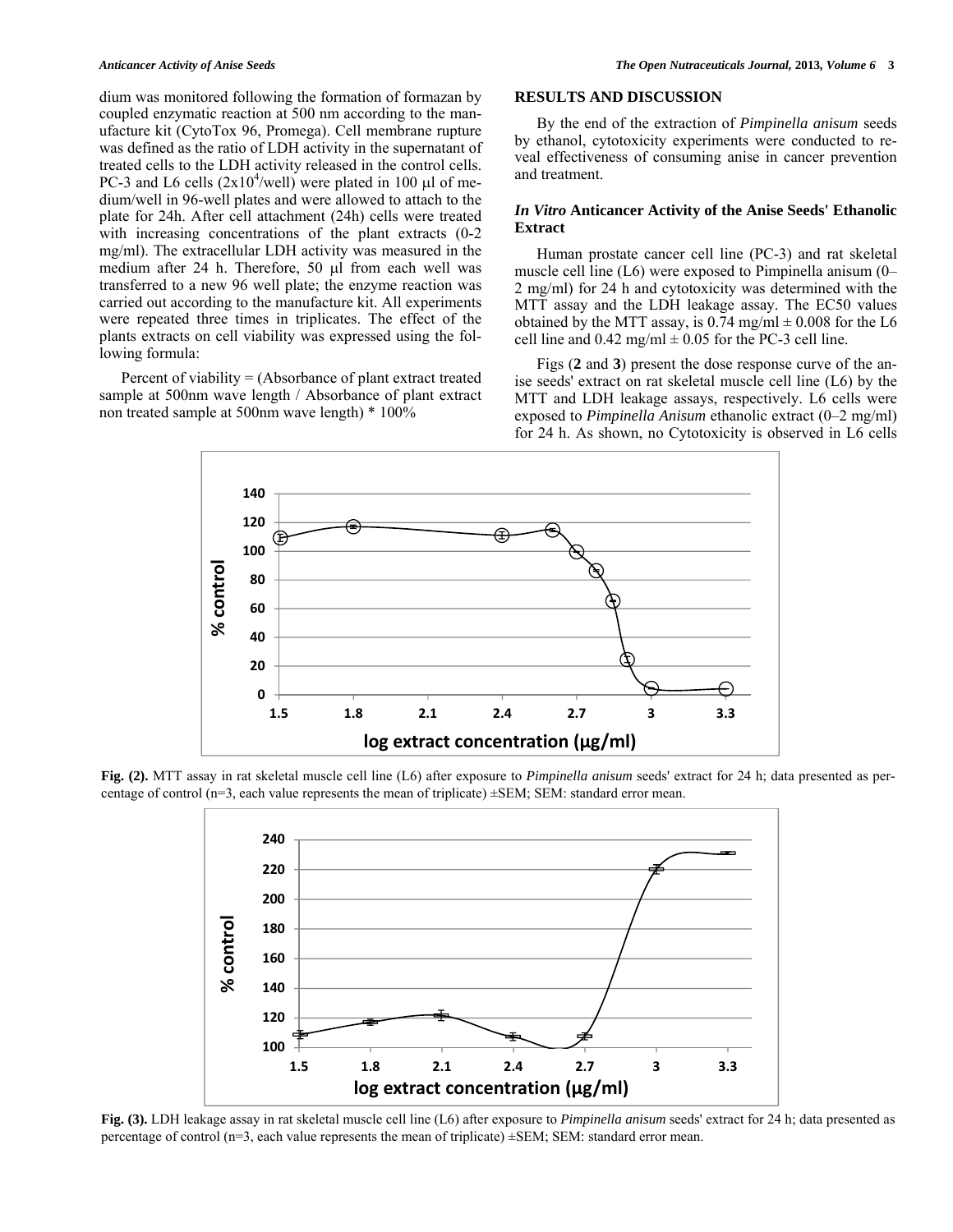dium was monitored following the formation of formazan by coupled enzymatic reaction at 500 nm according to the manufacture kit (CytoTox 96, Promega). Cell membrane rupture was defined as the ratio of LDH activity in the supernatant of treated cells to the LDH activity released in the control cells. PC-3 and L6 cells ($2x10^4$/well) were plated in 100 µl of medium/well in 96-well plates and were allowed to attach to the plate for 24h. After cell attachment (24h) cells were treated with increasing concentrations of the plant extracts (0-2 mg/ml). The extracellular LDH activity was measured in the medium after 24 h. Therefore, 50 µl from each well was transferred to a new 96 well plate; the enzyme reaction was carried out according to the manufacture kit. All experiments were repeated three times in triplicates. The effect of the plants extracts on cell viability was expressed using the following formula:

Percent of viability = (Absorbance of plant extract treated sample at 500nm wave length / Absorbance of plant extract non treated sample at 500nm wave length) * 100%

## RESULTS AND DISCUSSION

By the end of the extraction of *Pimpinella anisum* seeds by ethanol, cytotoxicity experiments were conducted to reveal effectiveness of consuming anise in cancer prevention and treatment.

### *In Vitro* Anticancer Activity of the Anise Seeds' Ethanolic Extract

Human prostate cancer cell line (PC-3) and rat skeletal muscle cell line (L6) were exposed to Pimpinella anisum (0–2 mg/ml) for 24 h and cytotoxicity was determined with the MTT assay and the LDH leakage assay. The EC50 values obtained by the MTT assay, is 0.74 mg/ml ± 0.008 for the L6 cell line and 0.42 mg/ml ± 0.05 for the PC-3 cell line.

Figs (**2** and **3**) present the dose response curve of the anise seeds' extract on rat skeletal muscle cell line (L6) by the MTT and LDH leakage assays, respectively. L6 cells were exposed to *Pimpinella Anisum* ethanolic extract (0–2 mg/ml) for 24 h. As shown, no Cytotoxicity is observed in L6 cells

**Fig. (2).** MTT assay in rat skeletal muscle cell line (L6) after exposure to *Pimpinella anisum* seeds' extract for 24 h; data presented as percentage of control (n=3, each value represents the mean of triplicate) ±SEM; SEM: standard error mean.

**Fig. (3).** LDH leakage assay in rat skeletal muscle cell line (L6) after exposure to *Pimpinella anisum* seeds' extract for 24 h; data presented as percentage of control (n=3, each value represents the mean of triplicate) ±SEM; SEM: standard error mean.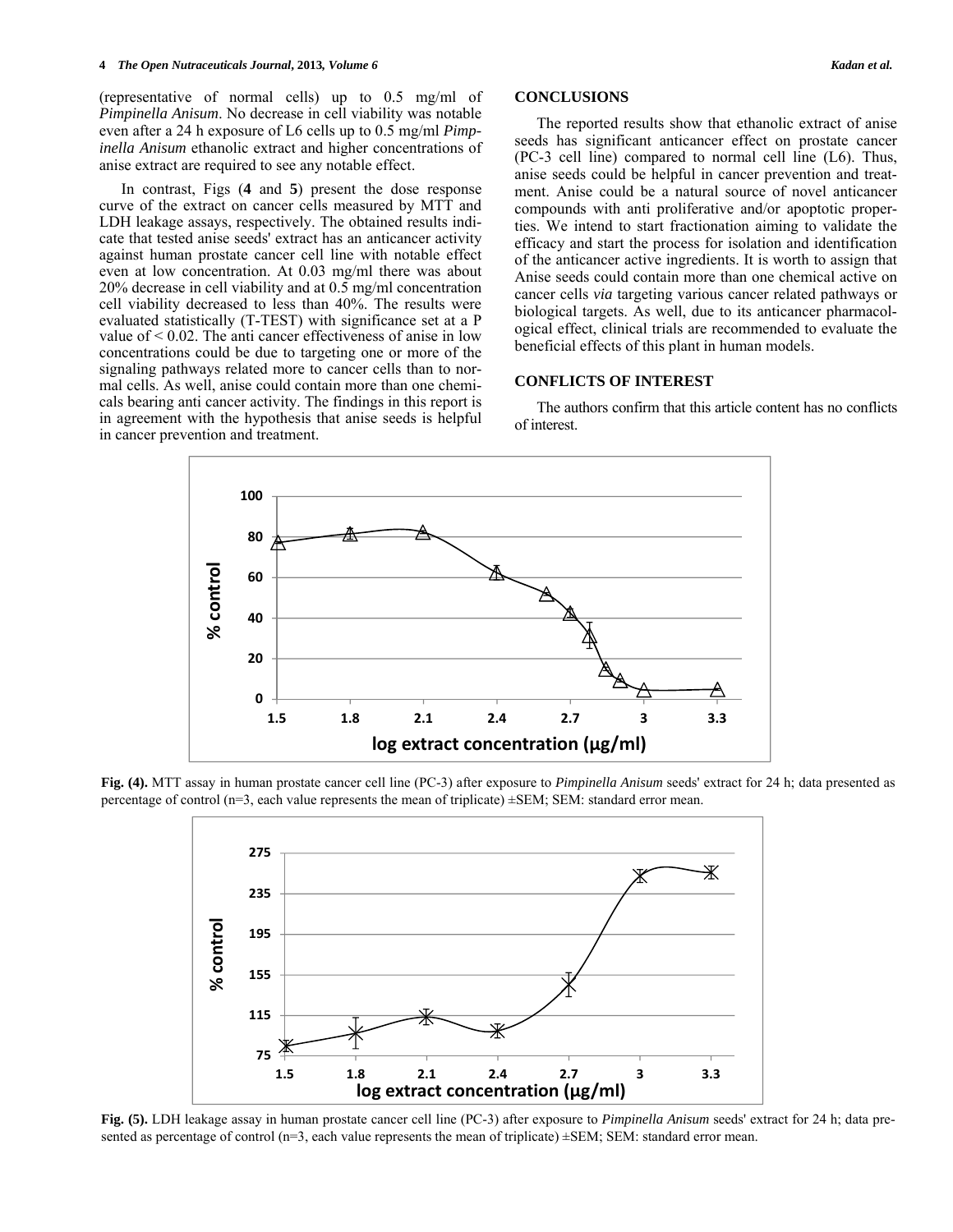(representative of normal cells) up to 0.5 mg/ml of *Pimpinella Anisum*. No decrease in cell viability was notable even after a 24 h exposure of L6 cells up to 0.5 mg/ml *Pimpinella Anisum* ethanolic extract and higher concentrations of anise extract are required to see any notable effect.

In contrast, Figs (**4** and **5**) present the dose response curve of the extract on cancer cells measured by MTT and LDH leakage assays, respectively. The obtained results indicate that tested anise seeds' extract has an anticancer activity against human prostate cancer cell line with notable effect even at low concentration. At 0.03 mg/ml there was about 20% decrease in cell viability and at 0.5 mg/ml concentration cell viability decreased to less than 40%. The results were evaluated statistically (T-TEST) with significance set at a P value of < 0.02. The anti cancer effectiveness of anise in low concentrations could be due to targeting one or more of the signaling pathways related more to cancer cells than to normal cells. As well, anise could contain more than one chemicals bearing anti cancer activity. The findings in this report is in agreement with the hypothesis that anise seeds is helpful in cancer prevention and treatment.

## CONCLUSIONS

The reported results show that ethanolic extract of anise seeds has significant anticancer effect on prostate cancer (PC-3 cell line) compared to normal cell line (L6). Thus, anise seeds could be helpful in cancer prevention and treatment. Anise could be a natural source of novel anticancer compounds with anti proliferative and/or apoptotic properties. We intend to start fractionation aiming to validate the efficacy and start the process for isolation and identification of the anticancer active ingredients. It is worth to assign that Anise seeds could contain more than one chemical active on cancer cells *via* targeting various cancer related pathways or biological targets. As well, due to its anticancer pharmacological effect, clinical trials are recommended to evaluate the beneficial effects of this plant in human models.

## CONFLICTS OF INTEREST

The authors confirm that this article content has no conflicts of interest.

**Fig. (4).** MTT assay in human prostate cancer cell line (PC-3) after exposure to *Pimpinella Anisum* seeds' extract for 24 h; data presented as percentage of control (n=3, each value represents the mean of triplicate) ±SEM; SEM: standard error mean.

**Fig. (5).** LDH leakage assay in human prostate cancer cell line (PC-3) after exposure to *Pimpinella Anisum* seeds' extract for 24 h; data presented as percentage of control (n=3, each value represents the mean of triplicate) ±SEM; SEM: standard error mean.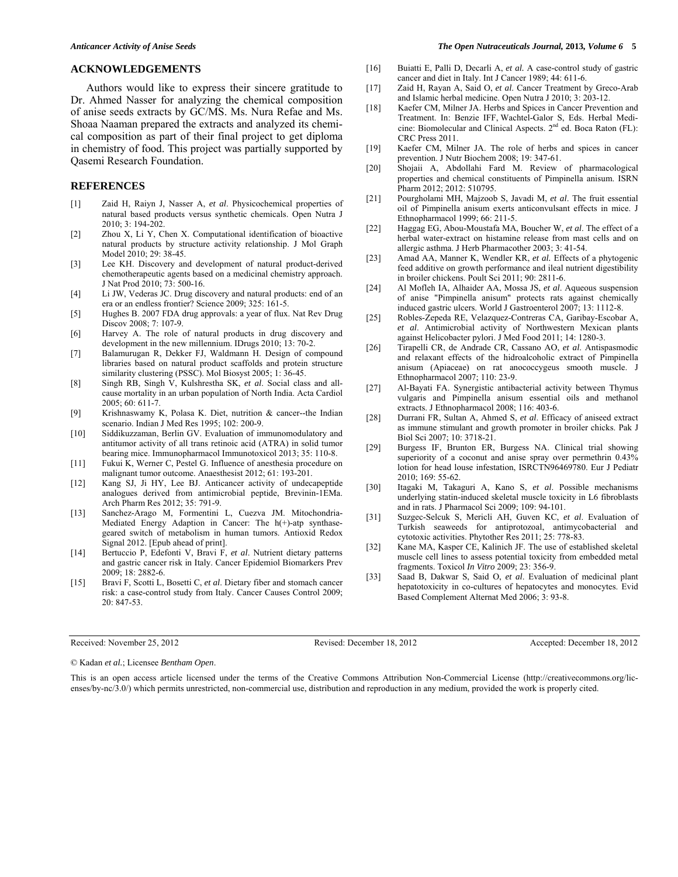## ACKNOWLEDGEMENTS

Authors would like to express their sincere gratitude to Dr. Ahmed Nasser for analyzing the chemical composition of anise seeds extracts by GC/MS. Ms. Nura Refae and Ms. Shoaa Naaman prepared the extracts and analyzed its chemical composition as part of their final project to get diploma in chemistry of food. This project was partially supported by Qasemi Research Foundation.

## REFERENCES

[1] Zaid H, Raiyn J, Nasser A, *et al*. Physicochemical properties of natural based products versus synthetic chemicals. Open Nutra J 2010; 3: 194-202.

[2] Zhou X, Li Y, Chen X. Computational identification of bioactive natural products by structure activity relationship. J Mol Graph Model 2010; 29: 38-45.

[3] Lee KH. Discovery and development of natural product-derived chemotherapeutic agents based on a medicinal chemistry approach. J Nat Prod 2010; 73: 500-16.

[4] Li JW, Vederas JC. Drug discovery and natural products: end of an era or an endless frontier? Science 2009; 325: 161-5.

[5] Hughes B. 2007 FDA drug approvals: a year of flux. Nat Rev Drug Discov 2008; 7: 107-9.

[6] Harvey A. The role of natural products in drug discovery and development in the new millennium. IDrugs 2010; 13: 70-2.

[7] Balamurugan R, Dekker FJ, Waldmann H. Design of compound libraries based on natural product scaffolds and protein structure similarity clustering (PSSC). Mol Biosyst 2005; 1: 36-45.

[8] Singh RB, Singh V, Kulshrestha SK, *et al*. Social class and all-cause mortality in an urban population of North India. Acta Cardiol 2005; 60: 611-7.

[9] Krishnaswamy K, Polasa K. Diet, nutrition & cancer--the Indian scenario. Indian J Med Res 1995; 102: 200-9.

[10] Siddikuzzaman, Berlin GV. Evaluation of immunomodulatory and antitumor activity of all trans retinoic acid (ATRA) in solid tumor bearing mice. Immunopharmacol Immunotoxicol 2013; 35: 110-8.

[11] Fukui K, Werner C, Pestel G. Influence of anesthesia procedure on malignant tumor outcome. Anaesthesist 2012; 61: 193-201.

[12] Kang SJ, Ji HY, Lee BJ. Anticancer activity of undecapeptide analogues derived from antimicrobial peptide, Brevinin-1EMa. Arch Pharm Res 2012; 35: 791-9.

[13] Sanchez-Arago M, Formentini L, Cuezva JM. Mitochondria-Mediated Energy Adaption in Cancer: The h(+)-atp synthase-geared switch of metabolism in human tumors. Antioxid Redox Signal 2012. [Epub ahead of print].

[14] Bertuccio P, Edefonti V, Bravi F, *et al*. Nutrient dietary patterns and gastric cancer risk in Italy. Cancer Epidemiol Biomarkers Prev 2009; 18: 2882-6.

[15] Bravi F, Scotti L, Bosetti C, *et al*. Dietary fiber and stomach cancer risk: a case-control study from Italy. Cancer Causes Control 2009; 20: 847-53.

[16] Buiatti E, Palli D, Decarli A, *et al.* A case-control study of gastric cancer and diet in Italy. Int J Cancer 1989; 44: 611-6.

[17] Zaid H, Rayan A, Said O, *et al*. Cancer Treatment by Greco-Arab and Islamic herbal medicine. Open Nutra J 2010; 3: 203-12.

[18] Kaefer CM, Milner JA. Herbs and Spices in Cancer Prevention and Treatment. In: Benzie IFF, Wachtel-Galor S, Eds. Herbal Medicine: Biomolecular and Clinical Aspects. 2nd ed. Boca Raton (FL): CRC Press 2011.

[19] Kaefer CM, Milner JA. The role of herbs and spices in cancer prevention. J Nutr Biochem 2008; 19: 347-61.

[20] Shojaii A, Abdollahi Fard M. Review of pharmacological properties and chemical constituents of Pimpinella anisum. ISRN Pharm 2012; 2012: 510795.

[21] Pourgholami MH, Majzoob S, Javadi M, *et al*. The fruit essential oil of Pimpinella anisum exerts anticonvulsant effects in mice. J Ethnopharmacol 1999; 66: 211-5.

[22] Haggag EG, Abou-Moustafa MA, Boucher W, *et al*. The effect of a herbal water-extract on histamine release from mast cells and on allergic asthma. J Herb Pharmacother 2003; 3: 41-54.

[23] Amad AA, Manner K, Wendler KR, *et al.* Effects of a phytogenic feed additive on growth performance and ileal nutrient digestibility in broiler chickens. Poult Sci 2011; 90: 2811-6.

[24] Al Mofleh IA, Alhaider AA, Mossa JS, *et al*. Aqueous suspension of anise "Pimpinella anisum" protects rats against chemically induced gastric ulcers. World J Gastroenterol 2007; 13: 1112-8.

[25] Robles-Zepeda RE, Velazquez-Contreras CA, Garibay-Escobar A, *et al*. Antimicrobial activity of Northwestern Mexican plants against Helicobacter pylori. J Med Food 2011; 14: 1280-3.

[26] Tirapelli CR, de Andrade CR, Cassano AO, *et al*. Antispasmodic and relaxant effects of the hidroalcoholic extract of Pimpinella anisum (Apiaceae) on rat anococcygeus smooth muscle. J Ethnopharmacol 2007; 110: 23-9.

[27] Al-Bayati FA. Synergistic antibacterial activity between Thymus vulgaris and Pimpinella anisum essential oils and methanol extracts. J Ethnopharmacol 2008; 116: 403-6.

[28] Durrani FR, Sultan A, Ahmed S, *et al*. Efficacy of aniseed extract as immune stimulant and growth promoter in broiler chicks. Pak J Biol Sci 2007; 10: 3718-21.

[29] Burgess IF, Brunton ER, Burgess NA. Clinical trial showing superiority of a coconut and anise spray over permethrin 0.43% lotion for head louse infestation, ISRCTN96469780. Eur J Pediatr 2010; 169: 55-62.

[30] Itagaki M, Takaguri A, Kano S, *et al*. Possible mechanisms underlying statin-induced skeletal muscle toxicity in L6 fibroblasts and in rats. J Pharmacol Sci 2009; 109: 94-101.

[31] Suzgec-Selcuk S, Mericli AH, Guven KC, *et al*. Evaluation of Turkish seaweeds for antiprotozoal, antimycobacterial and cytotoxic activities. Phytother Res 2011; 25: 778-83.

[32] Kane MA, Kasper CE, Kalinich JF. The use of established skeletal muscle cell lines to assess potential toxicity from embedded metal fragments. Toxicol *In Vitro* 2009; 23: 356-9.

[33] Saad B, Dakwar S, Said O, *et al*. Evaluation of medicinal plant hepatotoxicity in co-cultures of hepatocytes and monocytes. Evid Based Complement Alternat Med 2006; 3: 93-8.

Received: November 25, 2012 Revised: December 18, 2012 Accepted: December 18, 2012

© Kadan *et al.*; Licensee *Bentham Open*.

This is an open access article licensed under the terms of the Creative Commons Attribution Non-Commercial License (http://creativecommons.org/licenses/by-nc/3.0/) which permits unrestricted, non-commercial use, distribution and reproduction in any medium, provided the work is properly cited.